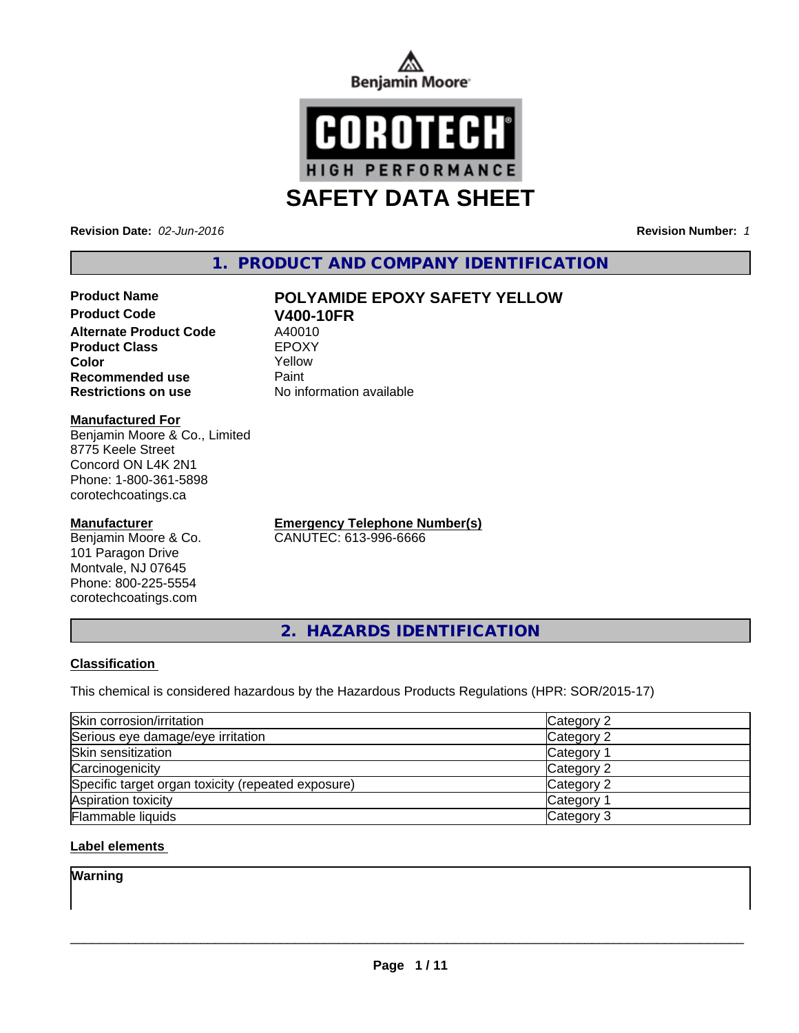Benjamin Moore

COROTECH® HIGH PERFORMANCE

# SAFETY DATA SHEET

**Revision Date:** *02-Jun-2016* **Revision Number:** *1*

## 1. PRODUCT AND COMPANY IDENTIFICATION

| | |
|---|---|
| **Product Name** | **POLYAMIDE EPOXY SAFETY YELLOW** |
| **Product Code** | **V400-10FR** |
| **Alternate Product Code** | A40010 |
| **Product Class** | EPOXY |
| **Color** | Yellow |
| **Recommended use** | Paint |
| **Restrictions on use** | No information available |

**Manufactured For**
Benjamin Moore & Co., Limited
8775 Keele Street
Concord ON L4K 2N1
Phone: 1-800-361-5898
corotechcoatings.ca

**Manufacturer**
Benjamin Moore & Co.
101 Paragon Drive
Montvale, NJ 07645
Phone: 800-225-5554
corotechcoatings.com

**Emergency Telephone Number(s)**
CANUTEC: 613-996-6666

## 2. HAZARDS IDENTIFICATION

### Classification

This chemical is considered hazardous by the Hazardous Products Regulations (HPR: SOR/2015-17)

| | |
|---|---|
| Skin corrosion/irritation | Category 2 |
| Serious eye damage/eye irritation | Category 2 |
| Skin sensitization | Category 1 |
| Carcinogenicity | Category 2 |
| Specific target organ toxicity (repeated exposure) | Category 2 |
| Aspiration toxicity | Category 1 |
| Flammable liquids | Category 3 |

### Label elements

**Warning**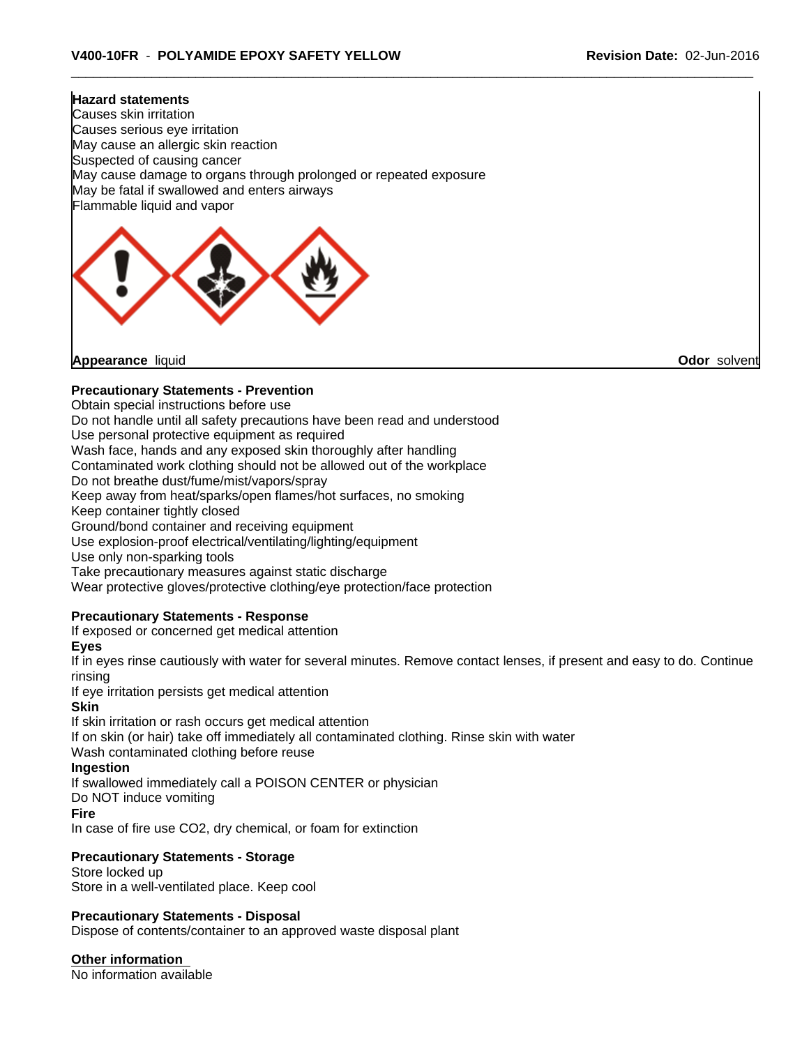**Hazard statements**

Causes skin irritation
Causes serious eye irritation
May cause an allergic skin reaction
Suspected of causing cancer
May cause damage to organs through prolonged or repeated exposure
May be fatal if swallowed and enters airways
Flammable liquid and vapor

**Appearance** liquid **Odor** solvent

**Precautionary Statements - Prevention**

Obtain special instructions before use
Do not handle until all safety precautions have been read and understood
Use personal protective equipment as required
Wash face, hands and any exposed skin thoroughly after handling
Contaminated work clothing should not be allowed out of the workplace
Do not breathe dust/fume/mist/vapors/spray
Keep away from heat/sparks/open flames/hot surfaces, no smoking
Keep container tightly closed
Ground/bond container and receiving equipment
Use explosion-proof electrical/ventilating/lighting/equipment
Use only non-sparking tools
Take precautionary measures against static discharge
Wear protective gloves/protective clothing/eye protection/face protection

**Precautionary Statements - Response**

If exposed or concerned get medical attention

**Eyes**

If in eyes rinse cautiously with water for several minutes. Remove contact lenses, if present and easy to do. Continue rinsing
If eye irritation persists get medical attention

**Skin**

If skin irritation or rash occurs get medical attention
If on skin (or hair) take off immediately all contaminated clothing. Rinse skin with water
Wash contaminated clothing before reuse

**Ingestion**

If swallowed immediately call a POISON CENTER or physician
Do NOT induce vomiting

**Fire**

In case of fire use CO2, dry chemical, or foam for extinction

**Precautionary Statements - Storage**

Store locked up
Store in a well-ventilated place. Keep cool

**Precautionary Statements - Disposal**

Dispose of contents/container to an approved waste disposal plant

**Other information**

No information available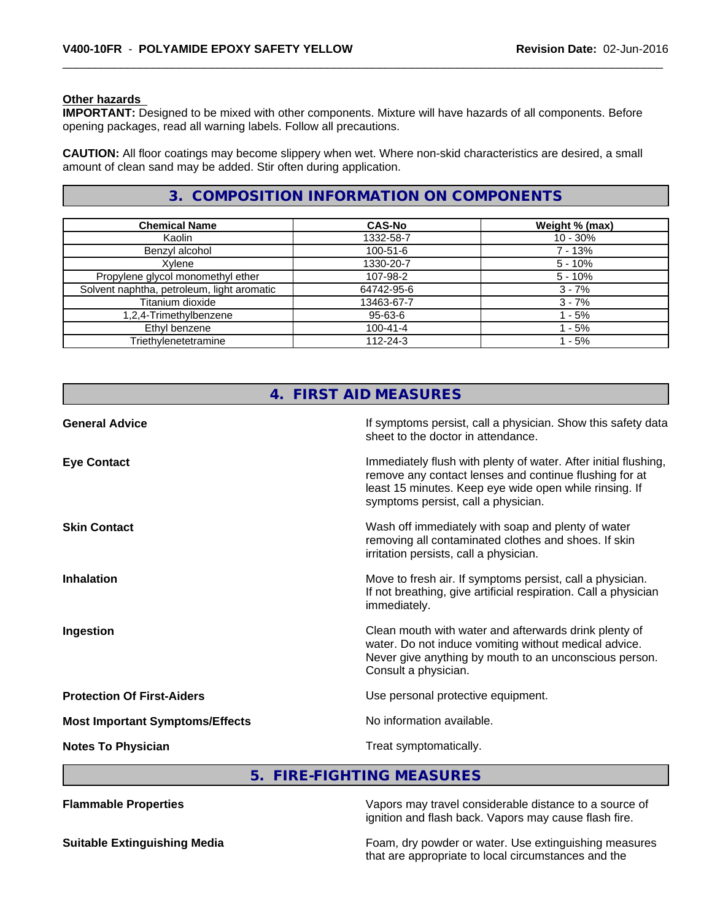**Other hazards**

**IMPORTANT:** Designed to be mixed with other components. Mixture will have hazards of all components. Before opening packages, read all warning labels. Follow all precautions.

**CAUTION:** All floor coatings may become slippery when wet. Where non-skid characteristics are desired, a small amount of clean sand may be added. Stir often during application.

## 3. COMPOSITION INFORMATION ON COMPONENTS

| Chemical Name | CAS-No | Weight % (max) |
|---|---|---|
| Kaolin | 1332-58-7 | 10 - 30% |
| Benzyl alcohol | 100-51-6 | 7 - 13% |
| Xylene | 1330-20-7 | 5 - 10% |
| Propylene glycol monomethyl ether | 107-98-2 | 5 - 10% |
| Solvent naphtha, petroleum, light aromatic | 64742-95-6 | 3 - 7% |
| Titanium dioxide | 13463-67-7 | 3 - 7% |
| 1,2,4-Trimethylbenzene | 95-63-6 | 1 - 5% |
| Ethyl benzene | 100-41-4 | 1 - 5% |
| Triethylenetetramine | 112-24-3 | 1 - 5% |

## 4. FIRST AID MEASURES

**General Advice**
If symptoms persist, call a physician. Show this safety data sheet to the doctor in attendance.

**Eye Contact**
Immediately flush with plenty of water. After initial flushing, remove any contact lenses and continue flushing for at least 15 minutes. Keep eye wide open while rinsing. If symptoms persist, call a physician.

**Skin Contact**
Wash off immediately with soap and plenty of water removing all contaminated clothes and shoes. If skin irritation persists, call a physician.

**Inhalation**
Move to fresh air. If symptoms persist, call a physician. If not breathing, give artificial respiration. Call a physician immediately.

**Ingestion**
Clean mouth with water and afterwards drink plenty of water. Do not induce vomiting without medical advice. Never give anything by mouth to an unconscious person. Consult a physician.

**Protection Of First-Aiders**
Use personal protective equipment.

**Most Important Symptoms/Effects**
No information available.

**Notes To Physician**
Treat symptomatically.

## 5. FIRE-FIGHTING MEASURES

**Flammable Properties**
Vapors may travel considerable distance to a source of ignition and flash back. Vapors may cause flash fire.

**Suitable Extinguishing Media**
Foam, dry powder or water. Use extinguishing measures that are appropriate to local circumstances and the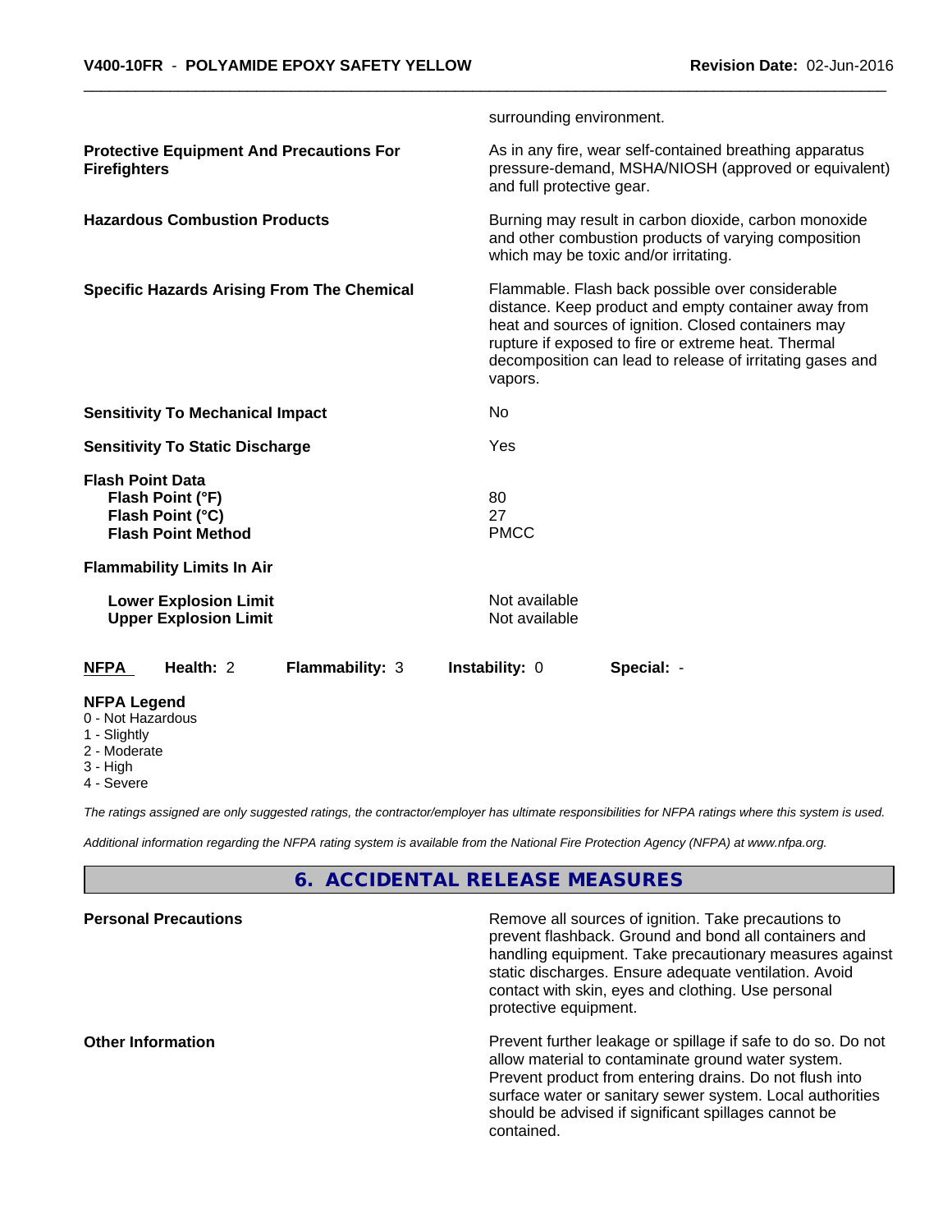surrounding environment.

| | |
|---|---|
| **Protective Equipment And Precautions For Firefighters** | As in any fire, wear self-contained breathing apparatus pressure-demand, MSHA/NIOSH (approved or equivalent) and full protective gear. |
| **Hazardous Combustion Products** | Burning may result in carbon dioxide, carbon monoxide and other combustion products of varying composition which may be toxic and/or irritating. |
| **Specific Hazards Arising From The Chemical** | Flammable. Flash back possible over considerable distance. Keep product and empty container away from heat and sources of ignition. Closed containers may rupture if exposed to fire or extreme heat. Thermal decomposition can lead to release of irritating gases and vapors. |
| **Sensitivity To Mechanical Impact** | No |
| **Sensitivity To Static Discharge** | Yes |

**Flash Point Data**

| | |
|---|---|
| **Flash Point (°F)** | 80 |
| **Flash Point (°C)** | 27 |
| **Flash Point Method** | PMCC |

**Flammability Limits In Air**

| | |
|---|---|
| **Lower Explosion Limit** | Not available |
| **Upper Explosion Limit** | Not available |

| **NFPA** | **Health:** 2 | **Flammability:** 3 | **Instability:** 0 | **Special:** - |
|---|---|---|---|---|

**NFPA Legend**

- 0 - Not Hazardous
- 1 - Slightly
- 2 - Moderate
- 3 - High
- 4 - Severe

*The ratings assigned are only suggested ratings, the contractor/employer has ultimate responsibilities for NFPA ratings where this system is used.*

*Additional information regarding the NFPA rating system is available from the National Fire Protection Agency (NFPA) at www.nfpa.org.*

## 6. ACCIDENTAL RELEASE MEASURES

| | |
|---|---|
| **Personal Precautions** | Remove all sources of ignition. Take precautions to prevent flashback. Ground and bond all containers and handling equipment. Take precautionary measures against static discharges. Ensure adequate ventilation. Avoid contact with skin, eyes and clothing. Use personal protective equipment. |
| **Other Information** | Prevent further leakage or spillage if safe to do so. Do not allow material to contaminate ground water system. Prevent product from entering drains. Do not flush into surface water or sanitary sewer system. Local authorities should be advised if significant spillages cannot be contained. |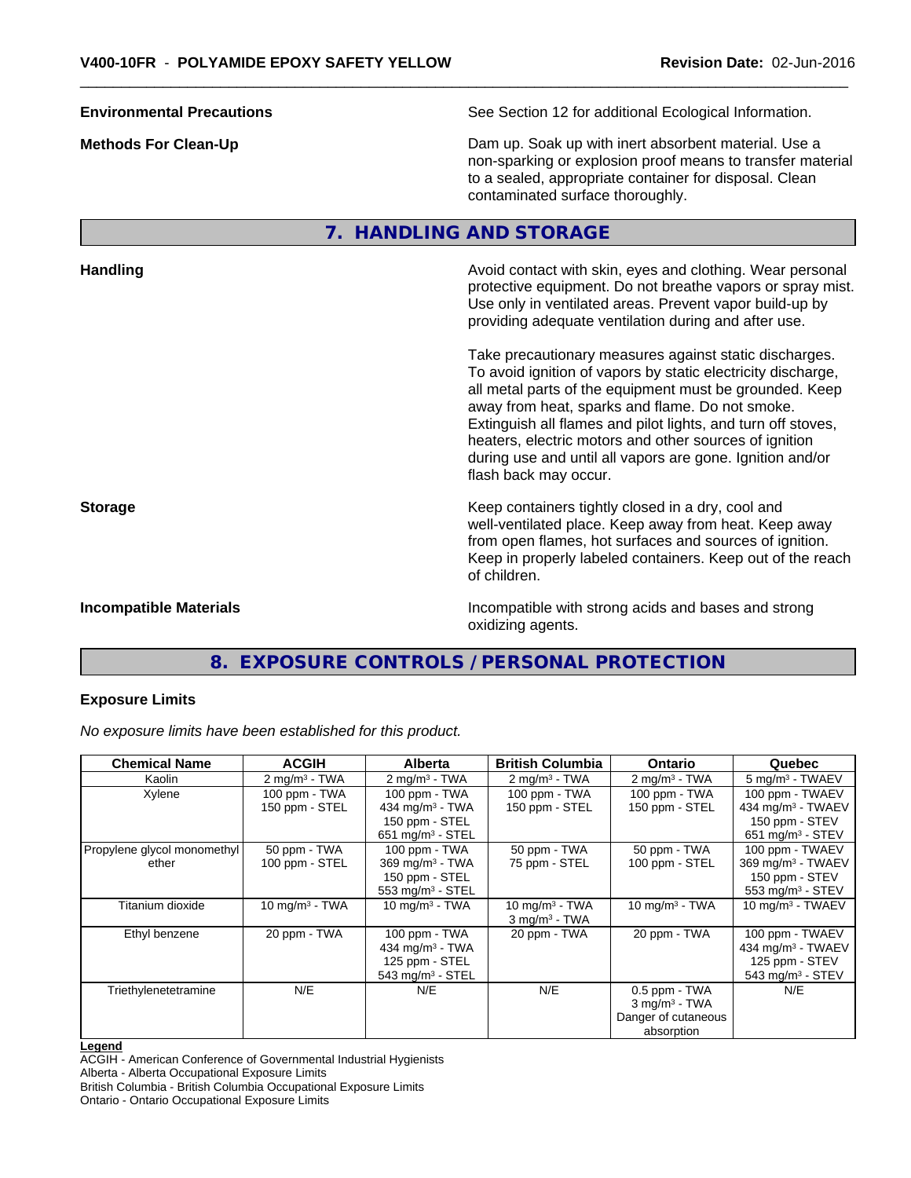**Environmental Precautions** See Section 12 for additional Ecological Information.

**Methods For Clean-Up** Dam up. Soak up with inert absorbent material. Use a non-sparking or explosion proof means to transfer material to a sealed, appropriate container for disposal. Clean contaminated surface thoroughly.

## 7. HANDLING AND STORAGE

**Handling** Avoid contact with skin, eyes and clothing. Wear personal protective equipment. Do not breathe vapors or spray mist. Use only in ventilated areas. Prevent vapor build-up by providing adequate ventilation during and after use.

Take precautionary measures against static discharges. To avoid ignition of vapors by static electricity discharge, all metal parts of the equipment must be grounded. Keep away from heat, sparks and flame. Do not smoke. Extinguish all flames and pilot lights, and turn off stoves, heaters, electric motors and other sources of ignition during use and until all vapors are gone. Ignition and/or flash back may occur.

**Storage** Keep containers tightly closed in a dry, cool and well-ventilated place. Keep away from heat. Keep away from open flames, hot surfaces and sources of ignition. Keep in properly labeled containers. Keep out of the reach of children.

**Incompatible Materials** Incompatible with strong acids and bases and strong oxidizing agents.

## 8. EXPOSURE CONTROLS / PERSONAL PROTECTION

### Exposure Limits

*No exposure limits have been established for this product.*

| Chemical Name | ACGIH | Alberta | British Columbia | Ontario | Quebec |
|---|---|---|---|---|---|
| Kaolin | 2 mg/m³ - TWA | 2 mg/m³ - TWA | 2 mg/m³ - TWA | 2 mg/m³ - TWA | 5 mg/m³ - TWAEV |
| Xylene | 100 ppm - TWA<br>150 ppm - STEL | 100 ppm - TWA<br>434 mg/m³ - TWA<br>150 ppm - STEL<br>651 mg/m³ - STEL | 100 ppm - TWA<br>150 ppm - STEL | 100 ppm - TWA<br>150 ppm - STEL | 100 ppm - TWAEV<br>434 mg/m³ - TWAEV<br>150 ppm - STEV<br>651 mg/m³ - STEV |
| Propylene glycol monomethyl ether | 50 ppm - TWA<br>100 ppm - STEL | 100 ppm - TWA<br>369 mg/m³ - TWA<br>150 ppm - STEL<br>553 mg/m³ - STEL | 50 ppm - TWA<br>75 ppm - STEL | 50 ppm - TWA<br>100 ppm - STEL | 100 ppm - TWAEV<br>369 mg/m³ - TWAEV<br>150 ppm - STEV<br>553 mg/m³ - STEV |
| Titanium dioxide | 10 mg/m³ - TWA | 10 mg/m³ - TWA | 10 mg/m³ - TWA<br>3 mg/m³ - TWA | 10 mg/m³ - TWA | 10 mg/m³ - TWAEV |
| Ethyl benzene | 20 ppm - TWA | 100 ppm - TWA<br>434 mg/m³ - TWA<br>125 ppm - STEL<br>543 mg/m³ - STEL | 20 ppm - TWA | 20 ppm - TWA | 100 ppm - TWAEV<br>434 mg/m³ - TWAEV<br>125 ppm - STEV<br>543 mg/m³ - STEV |
| Triethylenetetramine | N/E | N/E | N/E | 0.5 ppm - TWA<br>3 mg/m³ - TWA<br>Danger of cutaneous absorption | N/E |

**Legend**
ACGIH - American Conference of Governmental Industrial Hygienists
Alberta - Alberta Occupational Exposure Limits
British Columbia - British Columbia Occupational Exposure Limits
Ontario - Ontario Occupational Exposure Limits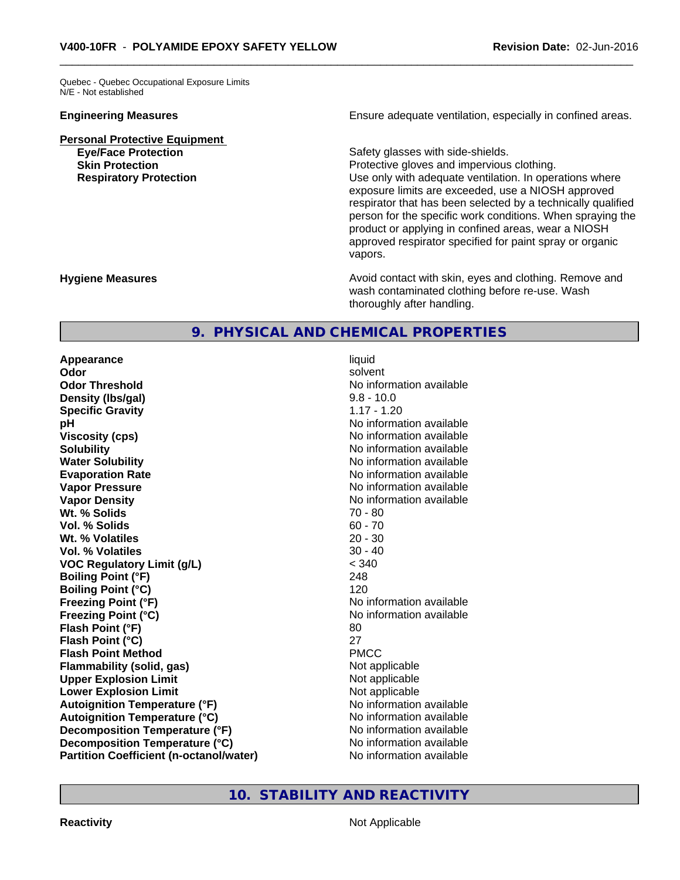Quebec - Quebec Occupational Exposure Limits
N/E - Not established

**Engineering Measures** Ensure adequate ventilation, especially in confined areas.

**Personal Protective Equipment**

**Eye/Face Protection** Safety glasses with side-shields.

**Skin Protection** Protective gloves and impervious clothing.

**Respiratory Protection** Use only with adequate ventilation. In operations where exposure limits are exceeded, use a NIOSH approved respirator that has been selected by a technically qualified person for the specific work conditions. When spraying the product or applying in confined areas, wear a NIOSH approved respirator specified for paint spray or organic vapors.

**Hygiene Measures** Avoid contact with skin, eyes and clothing. Remove and wash contaminated clothing before re-use. Wash thoroughly after handling.

## 9. PHYSICAL AND CHEMICAL PROPERTIES

| Property | Value |
|---|---|
| **Appearance** | liquid |
| **Odor** | solvent |
| **Odor Threshold** | No information available |
| **Density (lbs/gal)** | 9.8 - 10.0 |
| **Specific Gravity** | 1.17 - 1.20 |
| **pH** | No information available |
| **Viscosity (cps)** | No information available |
| **Solubility** | No information available |
| **Water Solubility** | No information available |
| **Evaporation Rate** | No information available |
| **Vapor Pressure** | No information available |
| **Vapor Density** | No information available |
| **Wt. % Solids** | 70 - 80 |
| **Vol. % Solids** | 60 - 70 |
| **Wt. % Volatiles** | 20 - 30 |
| **Vol. % Volatiles** | 30 - 40 |
| **VOC Regulatory Limit (g/L)** | < 340 |
| **Boiling Point (°F)** | 248 |
| **Boiling Point (°C)** | 120 |
| **Freezing Point (°F)** | No information available |
| **Freezing Point (°C)** | No information available |
| **Flash Point (°F)** | 80 |
| **Flash Point (°C)** | 27 |
| **Flash Point Method** | PMCC |
| **Flammability (solid, gas)** | Not applicable |
| **Upper Explosion Limit** | Not applicable |
| **Lower Explosion Limit** | Not applicable |
| **Autoignition Temperature (°F)** | No information available |
| **Autoignition Temperature (°C)** | No information available |
| **Decomposition Temperature (°F)** | No information available |
| **Decomposition Temperature (°C)** | No information available |
| **Partition Coefficient (n-octanol/water)** | No information available |

## 10. STABILITY AND REACTIVITY

**Reactivity** Not Applicable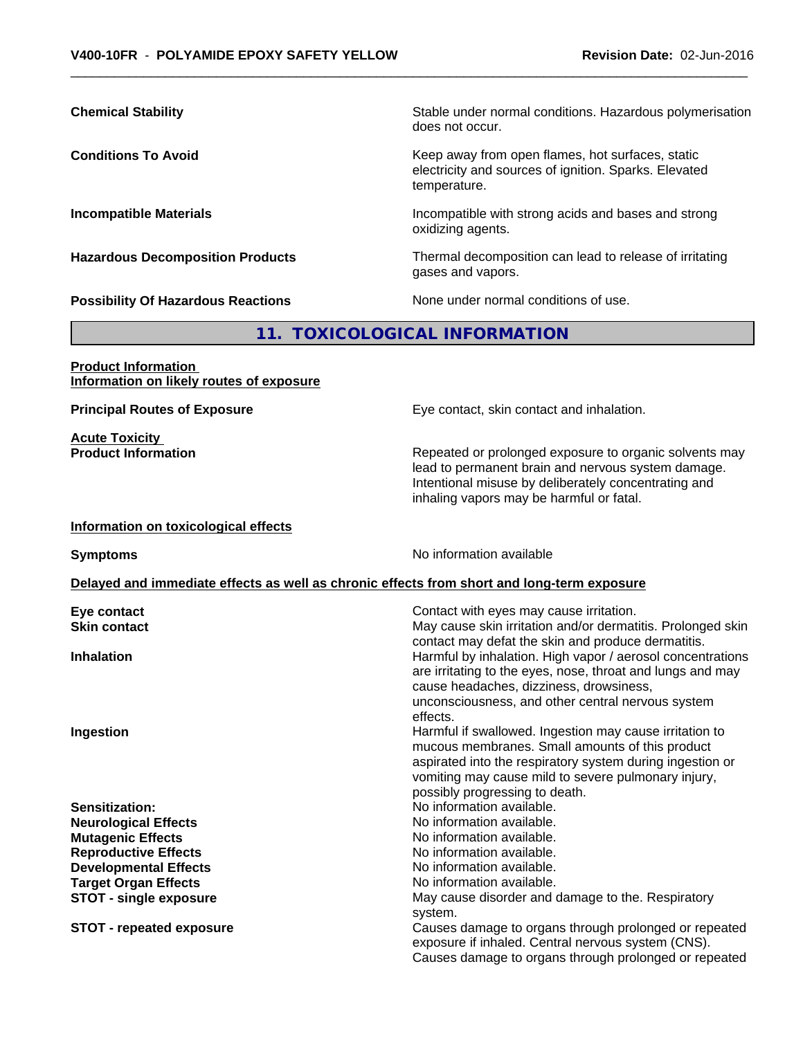| | |
|---|---|
| **Chemical Stability** | Stable under normal conditions. Hazardous polymerisation does not occur. |
| **Conditions To Avoid** | Keep away from open flames, hot surfaces, static electricity and sources of ignition. Sparks. Elevated temperature. |
| **Incompatible Materials** | Incompatible with strong acids and bases and strong oxidizing agents. |
| **Hazardous Decomposition Products** | Thermal decomposition can lead to release of irritating gases and vapors. |
| **Possibility Of Hazardous Reactions** | None under normal conditions of use. |

## 11. TOXICOLOGICAL INFORMATION

**Product Information**
**Information on likely routes of exposure**

| | |
|---|---|
| **Principal Routes of Exposure** | Eye contact, skin contact and inhalation. |

**Acute Toxicity**

| | |
|---|---|
| **Product Information** | Repeated or prolonged exposure to organic solvents may lead to permanent brain and nervous system damage. Intentional misuse by deliberately concentrating and inhaling vapors may be harmful or fatal. |

**Information on toxicological effects**

| | |
|---|---|
| **Symptoms** | No information available |

**Delayed and immediate effects as well as chronic effects from short and long-term exposure**

| | |
|---|---|
| **Eye contact** | Contact with eyes may cause irritation. |
| **Skin contact** | May cause skin irritation and/or dermatitis. Prolonged skin contact may defat the skin and produce dermatitis. |
| **Inhalation** | Harmful by inhalation. High vapor / aerosol concentrations are irritating to the eyes, nose, throat and lungs and may cause headaches, dizziness, drowsiness, unconsciousness, and other central nervous system effects. |
| **Ingestion** | Harmful if swallowed. Ingestion may cause irritation to mucous membranes. Small amounts of this product aspirated into the respiratory system during ingestion or vomiting may cause mild to severe pulmonary injury, possibly progressing to death. |
| **Sensitization:** | No information available. |
| **Neurological Effects** | No information available. |
| **Mutagenic Effects** | No information available. |
| **Reproductive Effects** | No information available. |
| **Developmental Effects** | No information available. |
| **Target Organ Effects** | No information available. |
| **STOT - single exposure** | May cause disorder and damage to the. Respiratory system. |
| **STOT - repeated exposure** | Causes damage to organs through prolonged or repeated exposure if inhaled. Central nervous system (CNS). Causes damage to organs through prolonged or repeated |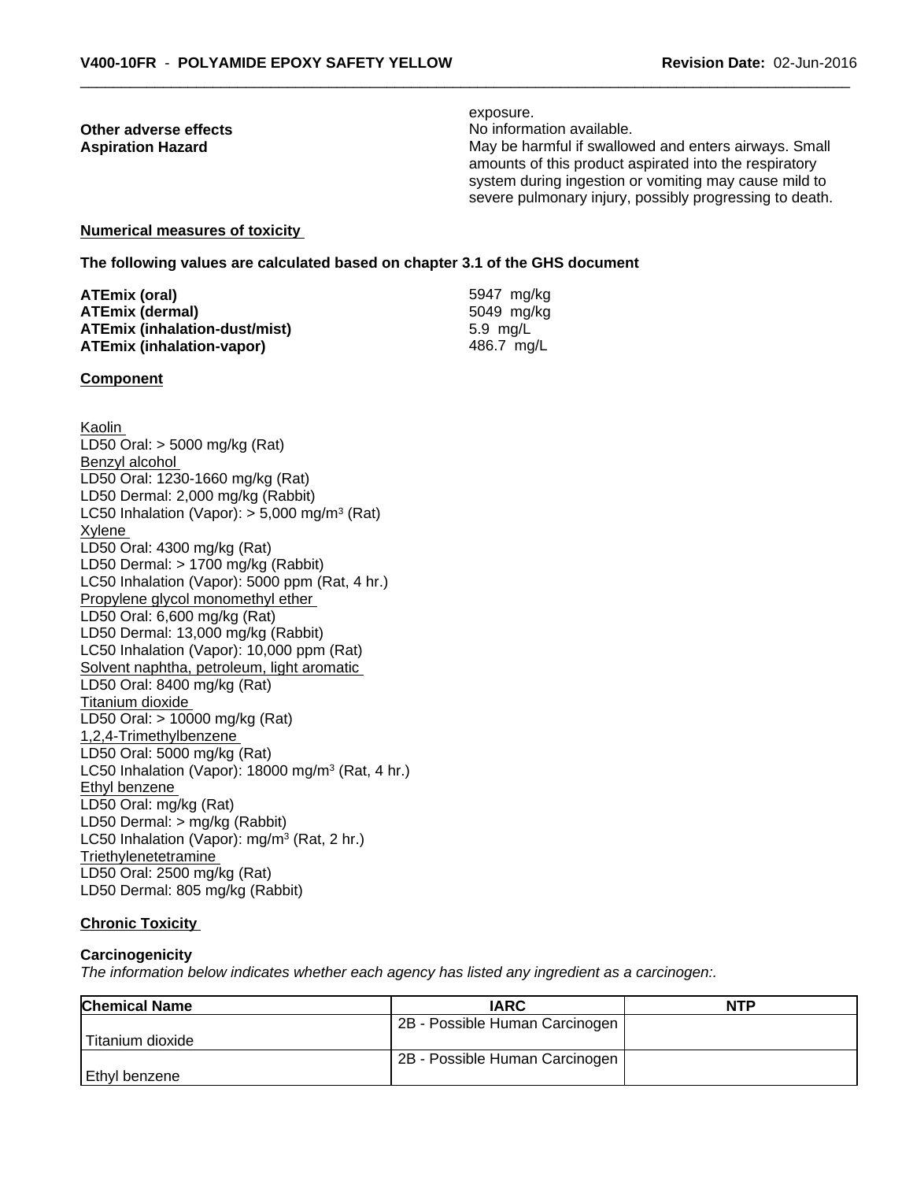exposure.

**Other adverse effects** No information available.

**Aspiration Hazard** May be harmful if swallowed and enters airways. Small amounts of this product aspirated into the respiratory system during ingestion or vomiting may cause mild to severe pulmonary injury, possibly progressing to death.

**Numerical measures of toxicity**

**The following values are calculated based on chapter 3.1 of the GHS document**

| | |
|---|---|
| **ATEmix (oral)** | 5947 mg/kg |
| **ATEmix (dermal)** | 5049 mg/kg |
| **ATEmix (inhalation-dust/mist)** | 5.9 mg/L |
| **ATEmix (inhalation-vapor)** | 486.7 mg/L |

**Component**

Kaolin
LD50 Oral: > 5000 mg/kg (Rat)
Benzyl alcohol
LD50 Oral: 1230-1660 mg/kg (Rat)
LD50 Dermal: 2,000 mg/kg (Rabbit)
LC50 Inhalation (Vapor): > 5,000 mg/m³ (Rat)
Xylene
LD50 Oral: 4300 mg/kg (Rat)
LD50 Dermal: > 1700 mg/kg (Rabbit)
LC50 Inhalation (Vapor): 5000 ppm (Rat, 4 hr.)
Propylene glycol monomethyl ether
LD50 Oral: 6,600 mg/kg (Rat)
LD50 Dermal: 13,000 mg/kg (Rabbit)
LC50 Inhalation (Vapor): 10,000 ppm (Rat)
Solvent naphtha, petroleum, light aromatic
LD50 Oral: 8400 mg/kg (Rat)
Titanium dioxide
LD50 Oral: > 10000 mg/kg (Rat)
1,2,4-Trimethylbenzene
LD50 Oral: 5000 mg/kg (Rat)
LC50 Inhalation (Vapor): 18000 mg/m³ (Rat, 4 hr.)
Ethyl benzene
LD50 Oral: mg/kg (Rat)
LD50 Dermal: > mg/kg (Rabbit)
LC50 Inhalation (Vapor): mg/m³ (Rat, 2 hr.)
Triethylenetetramine
LD50 Oral: 2500 mg/kg (Rat)
LD50 Dermal: 805 mg/kg (Rabbit)

**Chronic Toxicity**

**Carcinogenicity**

*The information below indicates whether each agency has listed any ingredient as a carcinogen:.*

| Chemical Name | IARC | NTP |
|---|---|---|
| Titanium dioxide | 2B - Possible Human Carcinogen | |
| Ethyl benzene | 2B - Possible Human Carcinogen | |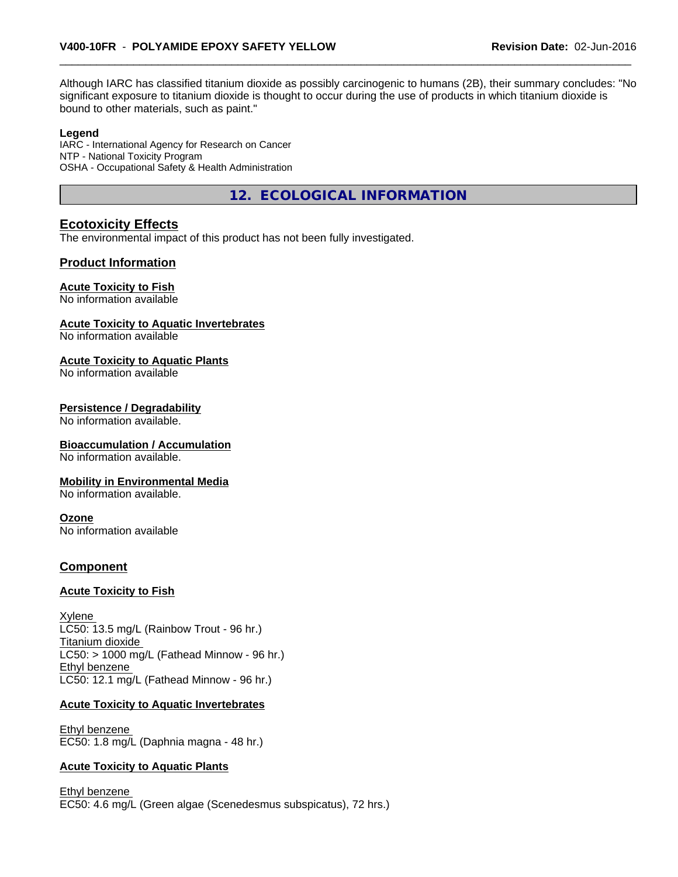Although IARC has classified titanium dioxide as possibly carcinogenic to humans (2B), their summary concludes: "No significant exposure to titanium dioxide is thought to occur during the use of products in which titanium dioxide is bound to other materials, such as paint."

**Legend**
IARC - International Agency for Research on Cancer
NTP - National Toxicity Program
OSHA - Occupational Safety & Health Administration

## 12. ECOLOGICAL INFORMATION

### Ecotoxicity Effects

The environmental impact of this product has not been fully investigated.

### Product Information

**Acute Toxicity to Fish**
No information available

**Acute Toxicity to Aquatic Invertebrates**
No information available

**Acute Toxicity to Aquatic Plants**
No information available

**Persistence / Degradability**
No information available.

**Bioaccumulation / Accumulation**
No information available.

**Mobility in Environmental Media**
No information available.

**Ozone**
No information available

### Component

**Acute Toxicity to Fish**

Xylene
LC50: 13.5 mg/L (Rainbow Trout - 96 hr.)
Titanium dioxide
LC50: > 1000 mg/L (Fathead Minnow - 96 hr.)
Ethyl benzene
LC50: 12.1 mg/L (Fathead Minnow - 96 hr.)

**Acute Toxicity to Aquatic Invertebrates**

Ethyl benzene
EC50: 1.8 mg/L (Daphnia magna - 48 hr.)

**Acute Toxicity to Aquatic Plants**

Ethyl benzene
EC50: 4.6 mg/L (Green algae (Scenedesmus subspicatus), 72 hrs.)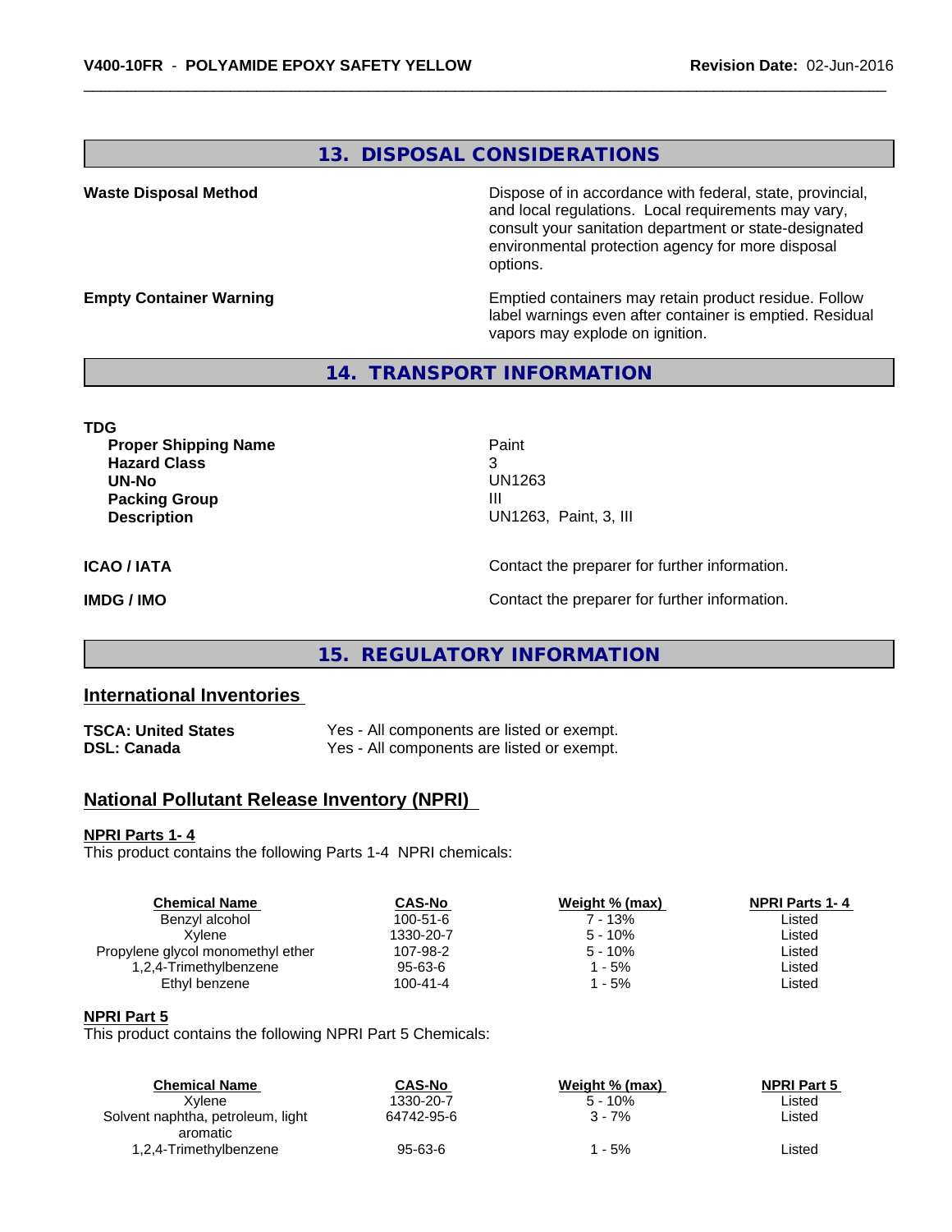## 13. DISPOSAL CONSIDERATIONS

**Waste Disposal Method**

Dispose of in accordance with federal, state, provincial, and local regulations. Local requirements may vary, consult your sanitation department or state-designated environmental protection agency for more disposal options.

**Empty Container Warning**

Emptied containers may retain product residue. Follow label warnings even after container is emptied. Residual vapors may explode on ignition.

## 14. TRANSPORT INFORMATION

**TDG**

| | |
|---|---|
| **Proper Shipping Name** | Paint |
| **Hazard Class** | 3 |
| **UN-No** | UN1263 |
| **Packing Group** | III |
| **Description** | UN1263, Paint, 3, III |

**ICAO / IATA** Contact the preparer for further information.

**IMDG / IMO** Contact the preparer for further information.

## 15. REGULATORY INFORMATION

### International Inventories

| | |
|---|---|
| **TSCA: United States** | Yes - All components are listed or exempt. |
| **DSL: Canada** | Yes - All components are listed or exempt. |

### National Pollutant Release Inventory (NPRI)

**NPRI Parts 1- 4**

This product contains the following Parts 1-4 NPRI chemicals:

| Chemical Name | CAS-No | Weight % (max) | NPRI Parts 1- 4 |
|---|---|---|---|
| Benzyl alcohol | 100-51-6 | 7 - 13% | Listed |
| Xylene | 1330-20-7 | 5 - 10% | Listed |
| Propylene glycol monomethyl ether | 107-98-2 | 5 - 10% | Listed |
| 1,2,4-Trimethylbenzene | 95-63-6 | 1 - 5% | Listed |
| Ethyl benzene | 100-41-4 | 1 - 5% | Listed |

**NPRI Part 5**

This product contains the following NPRI Part 5 Chemicals:

| Chemical Name | CAS-No | Weight % (max) | NPRI Part 5 |
|---|---|---|---|
| Xylene | 1330-20-7 | 5 - 10% | Listed |
| Solvent naphtha, petroleum, light aromatic | 64742-95-6 | 3 - 7% | Listed |
| 1,2,4-Trimethylbenzene | 95-63-6 | 1 - 5% | Listed |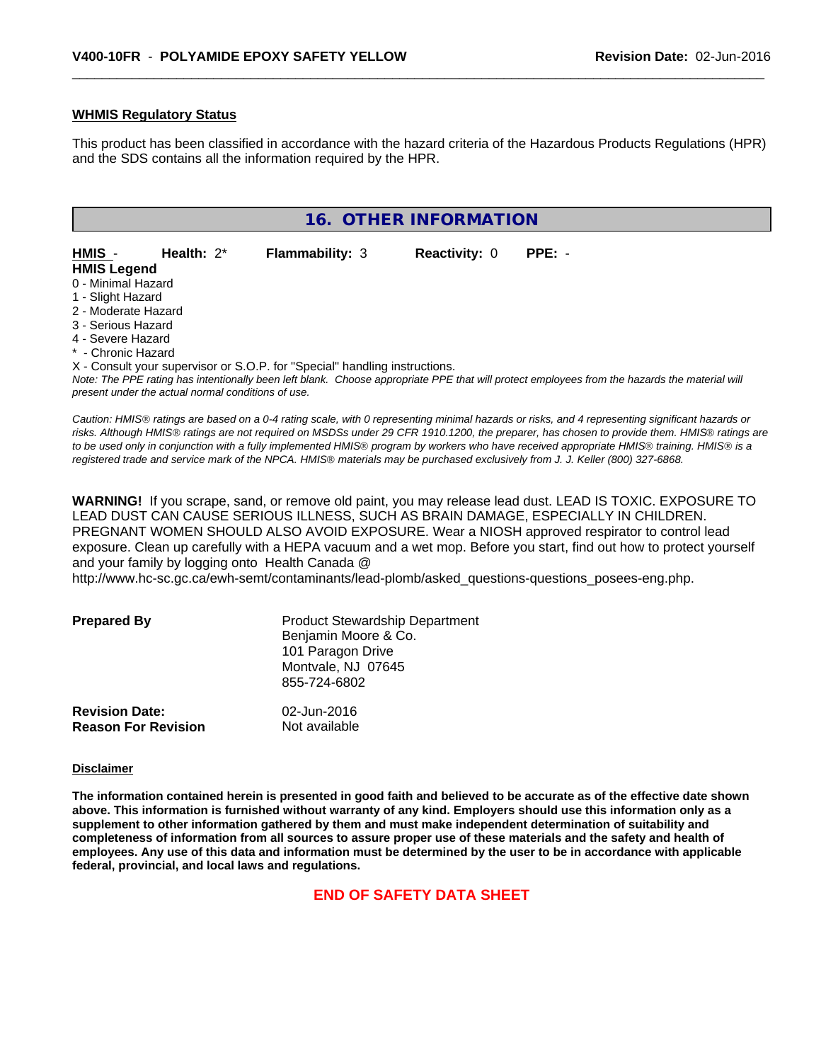## WHMIS Regulatory Status

This product has been classified in accordance with the hazard criteria of the Hazardous Products Regulations (HPR) and the SDS contains all the information required by the HPR.

## 16. OTHER INFORMATION

**HMIS** - **Health:** 2* **Flammability:** 3 **Reactivity:** 0 **PPE:** -

**HMIS Legend**

0 - Minimal Hazard
1 - Slight Hazard
2 - Moderate Hazard
3 - Serious Hazard
4 - Severe Hazard
* - Chronic Hazard
X - Consult your supervisor or S.O.P. for "Special" handling instructions.

*Note: The PPE rating has intentionally been left blank. Choose appropriate PPE that will protect employees from the hazards the material will present under the actual normal conditions of use.*

*Caution: HMIS® ratings are based on a 0-4 rating scale, with 0 representing minimal hazards or risks, and 4 representing significant hazards or risks. Although HMIS® ratings are not required on MSDSs under 29 CFR 1910.1200, the preparer, has chosen to provide them. HMIS® ratings are to be used only in conjunction with a fully implemented HMIS® program by workers who have received appropriate HMIS® training. HMIS® is a registered trade and service mark of the NPCA. HMIS® materials may be purchased exclusively from J. J. Keller (800) 327-6868.*

**WARNING!** If you scrape, sand, or remove old paint, you may release lead dust. LEAD IS TOXIC. EXPOSURE TO LEAD DUST CAN CAUSE SERIOUS ILLNESS, SUCH AS BRAIN DAMAGE, ESPECIALLY IN CHILDREN. PREGNANT WOMEN SHOULD ALSO AVOID EXPOSURE. Wear a NIOSH approved respirator to control lead exposure. Clean up carefully with a HEPA vacuum and a wet mop. Before you start, find out how to protect yourself and your family by logging onto Health Canada @ http://www.hc-sc.gc.ca/ewh-semt/contaminants/lead-plomb/asked_questions-questions_posees-eng.php.

| | |
|---|---|
| **Prepared By** | Product Stewardship Department<br>Benjamin Moore & Co.<br>101 Paragon Drive<br>Montvale, NJ 07645<br>855-724-6802 |
| **Revision Date:** | 02-Jun-2016 |
| **Reason For Revision** | Not available |

### Disclaimer

**The information contained herein is presented in good faith and believed to be accurate as of the effective date shown above. This information is furnished without warranty of any kind. Employers should use this information only as a supplement to other information gathered by them and must make independent determination of suitability and completeness of information from all sources to assure proper use of these materials and the safety and health of employees. Any use of this data and information must be determined by the user to be in accordance with applicable federal, provincial, and local laws and regulations.**

**END OF SAFETY DATA SHEET**